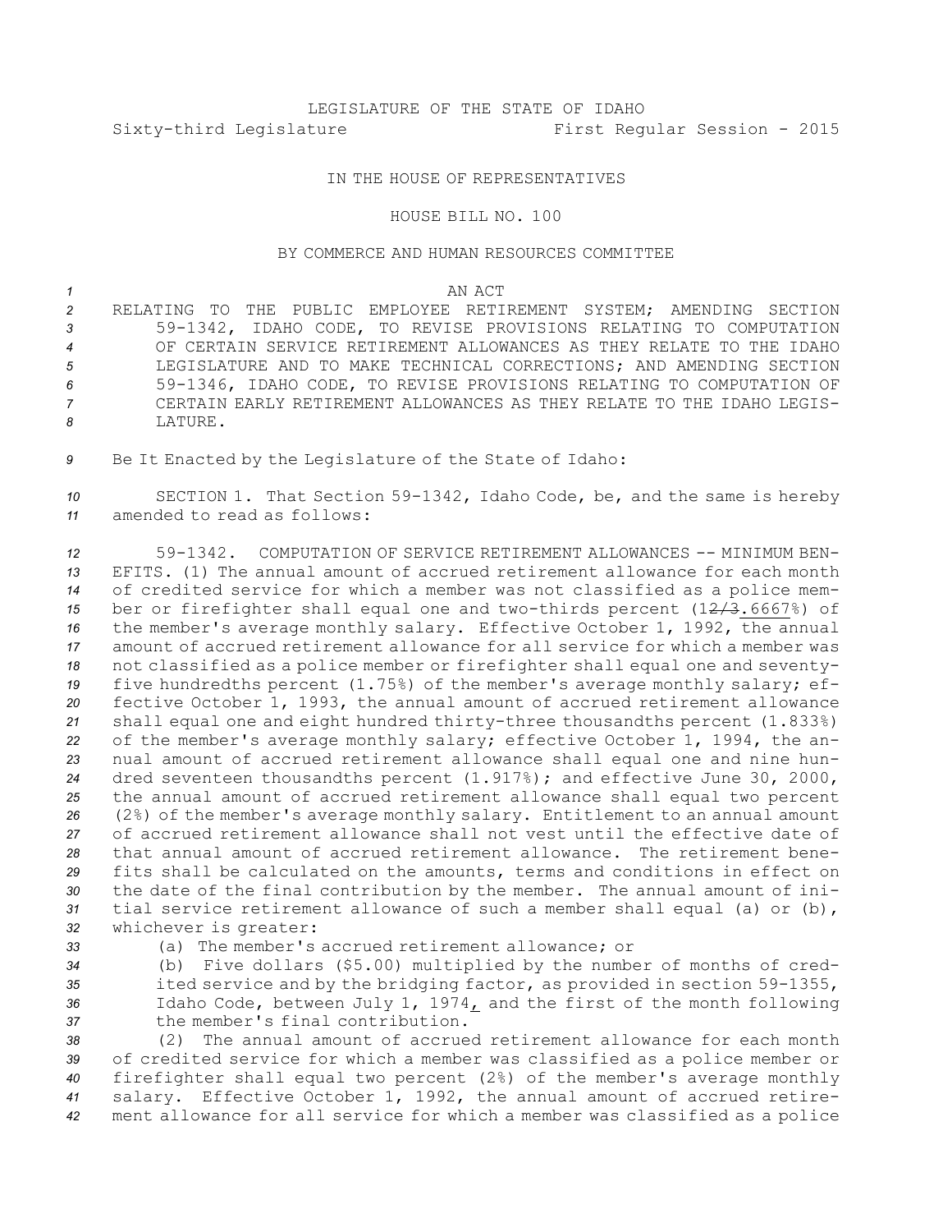LEGISLATURE OF THE STATE OF IDAHO

Sixty-third Legislature First Regular Session - 2015

IN THE HOUSE OF REPRESENTATIVES

HOUSE BILL NO. 100

BY COMMERCE AND HUMAN RESOURCES COMMITTEE

AN ACT

RELATING TO THE PUBLIC EMPLOYEE RETIREMENT SYSTEM; AMENDING SECTION 59-1342, IDAHO CODE, TO REVISE PROVISIONS RELATING TO COMPUTATION OF CERTAIN SERVICE RETIREMENT ALLOWANCES AS THEY RELATE TO THE IDAHO LEGISLATURE AND TO MAKE TECHNICAL CORRECTIONS; AND AMENDING SECTION 59-1346, IDAHO CODE, TO REVISE PROVISIONS RELATING TO COMPUTATION OF CERTAIN EARLY RETIREMENT ALLOWANCES AS THEY RELATE TO THE IDAHO LEGISLATURE.

Be It Enacted by the Legislature of the State of Idaho:

SECTION 1. That Section 59-1342, Idaho Code, be, and the same is hereby amended to read as follows:

59-1342. COMPUTATION OF SERVICE RETIREMENT ALLOWANCES -- MINIMUM BENEFITS. (1) The annual amount of accrued retirement allowance for each month of credited service for which a member was not classified as a police member or firefighter shall equal one and two-thirds percent (1~~2/3~~.6667%) of the member's average monthly salary. Effective October 1, 1992, the annual amount of accrued retirement allowance for all service for which a member was not classified as a police member or firefighter shall equal one and seventy-five hundredths percent (1.75%) of the member's average monthly salary; effective October 1, 1993, the annual amount of accrued retirement allowance shall equal one and eight hundred thirty-three thousandths percent (1.833%) of the member's average monthly salary; effective October 1, 1994, the annual amount of accrued retirement allowance shall equal one and nine hundred seventeen thousandths percent (1.917%); and effective June 30, 2000, the annual amount of accrued retirement allowance shall equal two percent (2%) of the member's average monthly salary. Entitlement to an annual amount of accrued retirement allowance shall not vest until the effective date of that annual amount of accrued retirement allowance. The retirement benefits shall be calculated on the amounts, terms and conditions in effect on the date of the final contribution by the member. The annual amount of initial service retirement allowance of such a member shall equal (a) or (b), whichever is greater:

(a) The member's accrued retirement allowance; or

(b) Five dollars ($5.00) multiplied by the number of months of credited service and by the bridging factor, as provided in section 59-1355, Idaho Code, between July 1, 1974, and the first of the month following the member's final contribution.

(2) The annual amount of accrued retirement allowance for each month of credited service for which a member was classified as a police member or firefighter shall equal two percent (2%) of the member's average monthly salary. Effective October 1, 1992, the annual amount of accrued retirement allowance for all service for which a member was classified as a police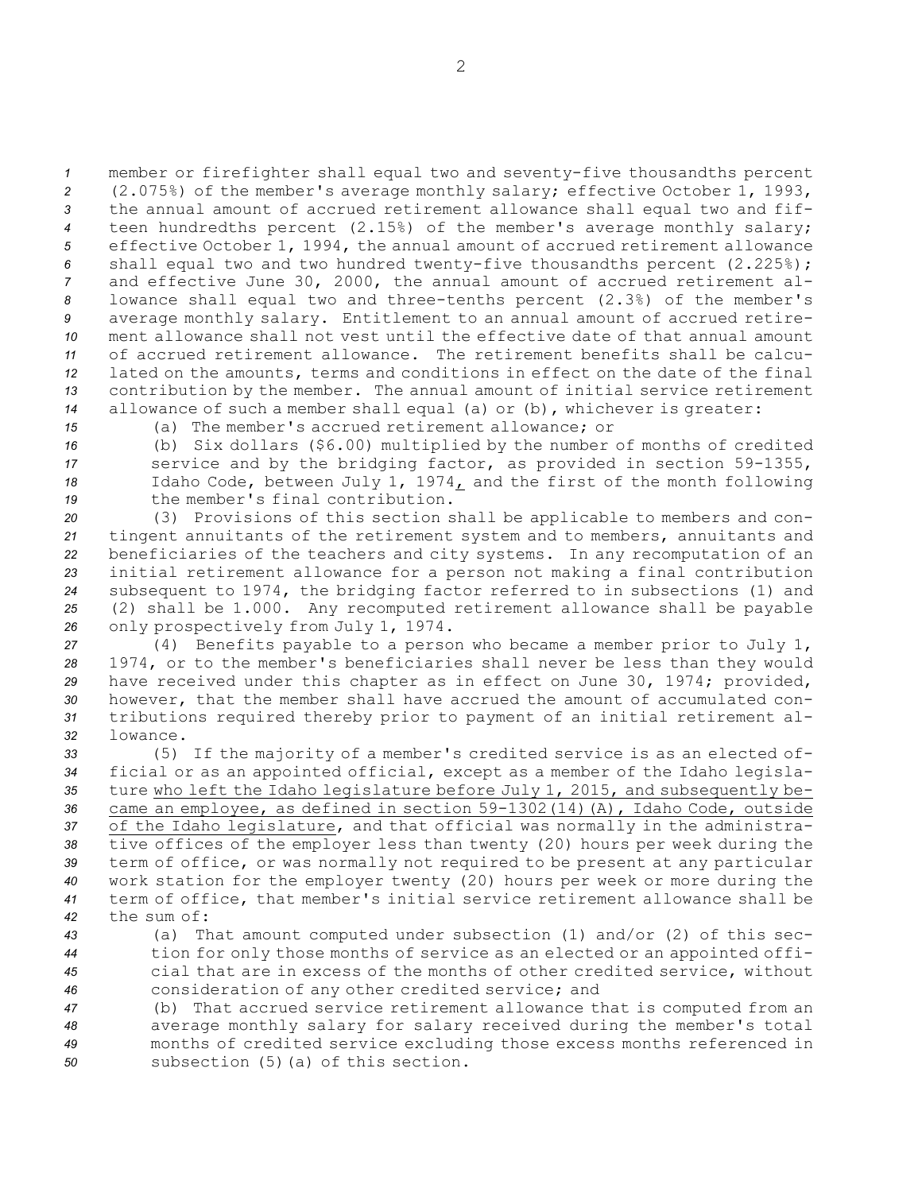member or firefighter shall equal two and seventy-five thousandths percent (2.075%) of the member's average monthly salary; effective October 1, 1993, the annual amount of accrued retirement allowance shall equal two and fifteen hundredths percent (2.15%) of the member's average monthly salary; effective October 1, 1994, the annual amount of accrued retirement allowance shall equal two and two hundred twenty-five thousandths percent (2.225%); and effective June 30, 2000, the annual amount of accrued retirement allowance shall equal two and three-tenths percent (2.3%) of the member's average monthly salary. Entitlement to an annual amount of accrued retirement allowance shall not vest until the effective date of that annual amount of accrued retirement allowance. The retirement benefits shall be calculated on the amounts, terms and conditions in effect on the date of the final contribution by the member. The annual amount of initial service retirement allowance of such a member shall equal (a) or (b), whichever is greater:

(a) The member's accrued retirement allowance; or

(b) Six dollars ($6.00) multiplied by the number of months of credited service and by the bridging factor, as provided in section 59-1355, Idaho Code, between July 1, 1974, and the first of the month following the member's final contribution.

(3) Provisions of this section shall be applicable to members and contingent annuitants of the retirement system and to members, annuitants and beneficiaries of the teachers and city systems. In any recomputation of an initial retirement allowance for a person not making a final contribution subsequent to 1974, the bridging factor referred to in subsections (1) and (2) shall be 1.000. Any recomputed retirement allowance shall be payable only prospectively from July 1, 1974.

(4) Benefits payable to a person who became a member prior to July 1, 1974, or to the member's beneficiaries shall never be less than they would have received under this chapter as in effect on June 30, 1974; provided, however, that the member shall have accrued the amount of accumulated contributions required thereby prior to payment of an initial retirement allowance.

(5) If the majority of a member's credited service is as an elected official or as an appointed official, except as a member of the Idaho legislature who left the Idaho legislature before July 1, 2015, and subsequently became an employee, as defined in section 59-1302(14)(A), Idaho Code, outside of the Idaho legislature, and that official was normally in the administrative offices of the employer less than twenty (20) hours per week during the term of office, or was normally not required to be present at any particular work station for the employer twenty (20) hours per week or more during the term of office, that member's initial service retirement allowance shall be the sum of:

(a) That amount computed under subsection (1) and/or (2) of this section for only those months of service as an elected or an appointed official that are in excess of the months of other credited service, without consideration of any other credited service; and

(b) That accrued service retirement allowance that is computed from an average monthly salary for salary received during the member's total months of credited service excluding those excess months referenced in subsection (5)(a) of this section.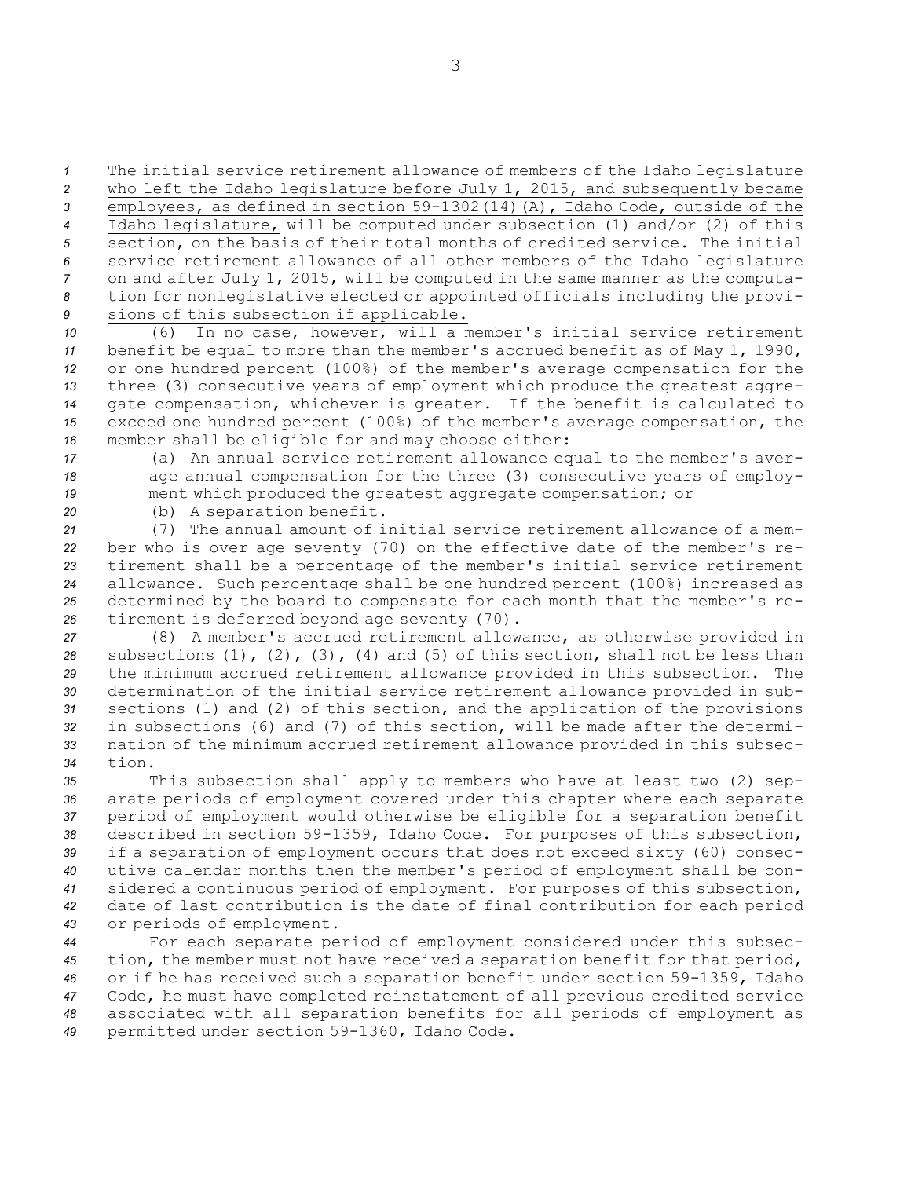The initial service retirement allowance of members of the Idaho legislature who left the Idaho legislature before July 1, 2015, and subsequently became employees, as defined in section 59-1302(14)(A), Idaho Code, outside of the Idaho legislature, will be computed under subsection (1) and/or (2) of this section, on the basis of their total months of credited service. The initial service retirement allowance of all other members of the Idaho legislature on and after July 1, 2015, will be computed in the same manner as the computation for nonlegislative elected or appointed officials including the provisions of this subsection if applicable.

(6) In no case, however, will a member's initial service retirement benefit be equal to more than the member's accrued benefit as of May 1, 1990, or one hundred percent (100%) of the member's average compensation for the three (3) consecutive years of employment which produce the greatest aggregate compensation, whichever is greater. If the benefit is calculated to exceed one hundred percent (100%) of the member's average compensation, the member shall be eligible for and may choose either:

(a) An annual service retirement allowance equal to the member's average annual compensation for the three (3) consecutive years of employment which produced the greatest aggregate compensation; or

(b) A separation benefit.

(7) The annual amount of initial service retirement allowance of a member who is over age seventy (70) on the effective date of the member's retirement shall be a percentage of the member's initial service retirement allowance. Such percentage shall be one hundred percent (100%) increased as determined by the board to compensate for each month that the member's retirement is deferred beyond age seventy (70).

(8) A member's accrued retirement allowance, as otherwise provided in subsections (1), (2), (3), (4) and (5) of this section, shall not be less than the minimum accrued retirement allowance provided in this subsection. The determination of the initial service retirement allowance provided in subsections (1) and (2) of this section, and the application of the provisions in subsections (6) and (7) of this section, will be made after the determination of the minimum accrued retirement allowance provided in this subsection.

This subsection shall apply to members who have at least two (2) separate periods of employment covered under this chapter where each separate period of employment would otherwise be eligible for a separation benefit described in section 59-1359, Idaho Code. For purposes of this subsection, if a separation of employment occurs that does not exceed sixty (60) consecutive calendar months then the member's period of employment shall be considered a continuous period of employment. For purposes of this subsection, date of last contribution is the date of final contribution for each period or periods of employment.

For each separate period of employment considered under this subsection, the member must not have received a separation benefit for that period, or if he has received such a separation benefit under section 59-1359, Idaho Code, he must have completed reinstatement of all previous credited service associated with all separation benefits for all periods of employment as permitted under section 59-1360, Idaho Code.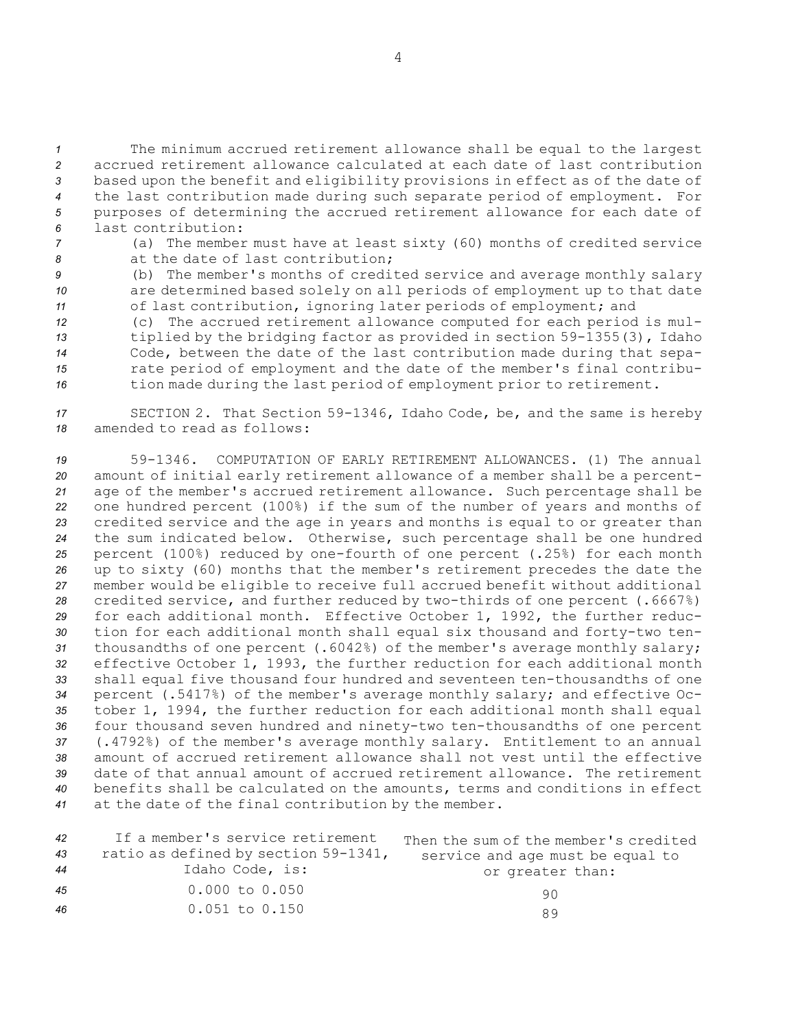The minimum accrued retirement allowance shall be equal to the largest accrued retirement allowance calculated at each date of last contribution based upon the benefit and eligibility provisions in effect as of the date of the last contribution made during such separate period of employment. For purposes of determining the accrued retirement allowance for each date of last contribution:

(a) The member must have at least sixty (60) months of credited service at the date of last contribution;

(b) The member's months of credited service and average monthly salary are determined based solely on all periods of employment up to that date of last contribution, ignoring later periods of employment; and

(c) The accrued retirement allowance computed for each period is multiplied by the bridging factor as provided in section 59-1355(3), Idaho Code, between the date of the last contribution made during that separate period of employment and the date of the member's final contribution made during the last period of employment prior to retirement.

SECTION 2. That Section 59-1346, Idaho Code, be, and the same is hereby amended to read as follows:

59-1346. COMPUTATION OF EARLY RETIREMENT ALLOWANCES. (1) The annual amount of initial early retirement allowance of a member shall be a percentage of the member's accrued retirement allowance. Such percentage shall be one hundred percent (100%) if the sum of the number of years and months of credited service and the age in years and months is equal to or greater than the sum indicated below. Otherwise, such percentage shall be one hundred percent (100%) reduced by one-fourth of one percent (.25%) for each month up to sixty (60) months that the member's retirement precedes the date the member would be eligible to receive full accrued benefit without additional credited service, and further reduced by two-thirds of one percent (.6667%) for each additional month. Effective October 1, 1992, the further reduction for each additional month shall equal six thousand and forty-two ten-thousandths of one percent (.6042%) of the member's average monthly salary; effective October 1, 1993, the further reduction for each additional month shall equal five thousand four hundred and seventeen ten-thousandths of one percent (.5417%) of the member's average monthly salary; and effective October 1, 1994, the further reduction for each additional month shall equal four thousand seven hundred and ninety-two ten-thousandths of one percent (.4792%) of the member's average monthly salary. Entitlement to an annual amount of accrued retirement allowance shall not vest until the effective date of that annual amount of accrued retirement allowance. The retirement benefits shall be calculated on the amounts, terms and conditions in effect at the date of the final contribution by the member.

| If a member's service retirement ratio as defined by section 59-1341, Idaho Code, is: | Then the sum of the member's credited service and age must be equal to or greater than: |
|---|---|
| 0.000 to 0.050 | 90 |
| 0.051 to 0.150 | 89 |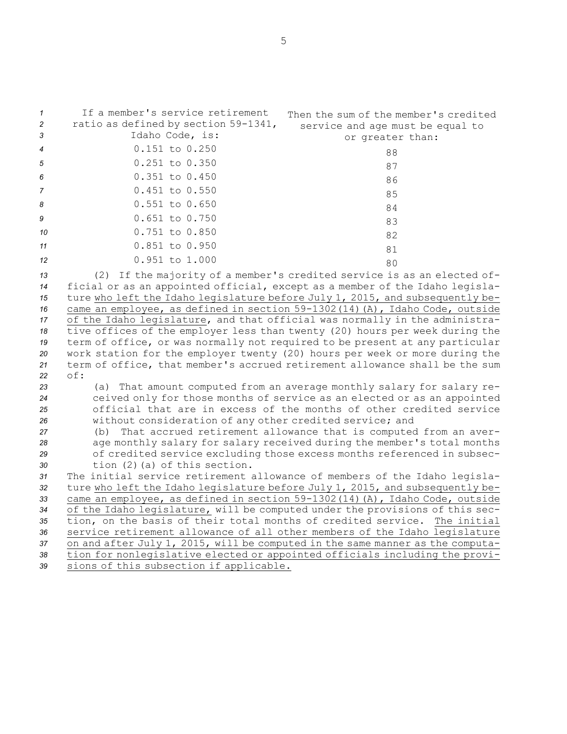| If a member's service retirement ratio as defined by section 59-1341, Idaho Code, is: | Then the sum of the member's credited service and age must be equal to or greater than: |
|---|---|
| 0.151 to 0.250 | 88 |
| 0.251 to 0.350 | 87 |
| 0.351 to 0.450 | 86 |
| 0.451 to 0.550 | 85 |
| 0.551 to 0.650 | 84 |
| 0.651 to 0.750 | 83 |
| 0.751 to 0.850 | 82 |
| 0.851 to 0.950 | 81 |
| 0.951 to 1.000 | 80 |

(2) If the majority of a member's credited service is as an elected official or as an appointed official, except as a member of the Idaho legislature <u>who left the Idaho legislature before July 1, 2015, and subsequently became an employee, as defined in section 59-1302(14)(A), Idaho Code, outside of the Idaho legislature</u>, and that official was normally in the administrative offices of the employer less than twenty (20) hours per week during the term of office, or was normally not required to be present at any particular work station for the employer twenty (20) hours per week or more during the term of office, that member's accrued retirement allowance shall be the sum of:

(a) That amount computed from an average monthly salary for salary received only for those months of service as an elected or as an appointed official that are in excess of the months of other credited service without consideration of any other credited service; and

(b) That accrued retirement allowance that is computed from an average monthly salary for salary received during the member's total months of credited service excluding those excess months referenced in subsection (2)(a) of this section.

The initial service retirement allowance of members of the Idaho legislature <u>who left the Idaho legislature before July 1, 2015, and subsequently became an employee, as defined in section 59-1302(14)(A), Idaho Code, outside of the Idaho legislature,</u> will be computed under the provisions of this section, on the basis of their total months of credited service. <u>The initial service retirement allowance of all other members of the Idaho legislature on and after July 1, 2015, will be computed in the same manner as the computation for nonlegislative elected or appointed officials including the provisions of this subsection if applicable.</u>